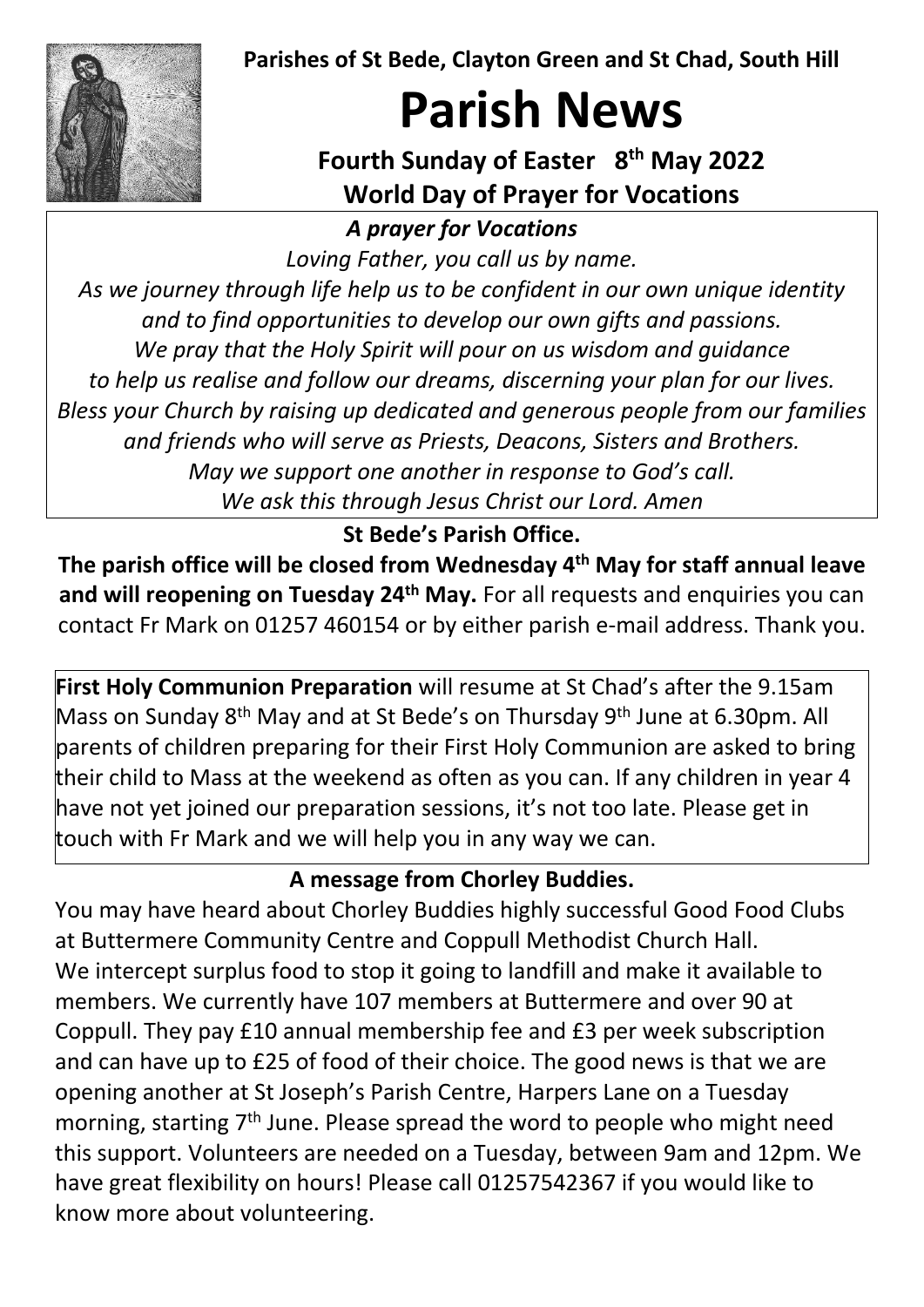**Parishes of St Bede, Clayton Green and St Chad, South Hill**

# Parish News

**Fourth Sunday of Easter 8th May 2022**

**World Day of Prayer for Vocations**

***A prayer for Vocations***

*Loving Father, you call us by name.*
*As we journey through life help us to be confident in our own unique identity and to find opportunities to develop our own gifts and passions.*
*We pray that the Holy Spirit will pour on us wisdom and guidance to help us realise and follow our dreams, discerning your plan for our lives.*
*Bless your Church by raising up dedicated and generous people from our families and friends who will serve as Priests, Deacons, Sisters and Brothers.*
*May we support one another in response to God's call.*
*We ask this through Jesus Christ our Lord. Amen*

**St Bede's Parish Office.**

**The parish office will be closed from Wednesday 4th May for staff annual leave and will reopening on Tuesday 24th May.** For all requests and enquiries you can contact Fr Mark on 01257 460154 or by either parish e-mail address. Thank you.

**First Holy Communion Preparation** will resume at St Chad's after the 9.15am Mass on Sunday 8th May and at St Bede's on Thursday 9th June at 6.30pm. All parents of children preparing for their First Holy Communion are asked to bring their child to Mass at the weekend as often as you can. If any children in year 4 have not yet joined our preparation sessions, it's not too late. Please get in touch with Fr Mark and we will help you in any way we can.

**A message from Chorley Buddies.**

You may have heard about Chorley Buddies highly successful Good Food Clubs at Buttermere Community Centre and Coppull Methodist Church Hall.
We intercept surplus food to stop it going to landfill and make it available to members. We currently have 107 members at Buttermere and over 90 at Coppull. They pay £10 annual membership fee and £3 per week subscription and can have up to £25 of food of their choice. The good news is that we are opening another at St Joseph's Parish Centre, Harpers Lane on a Tuesday morning, starting 7th June. Please spread the word to people who might need this support. Volunteers are needed on a Tuesday, between 9am and 12pm. We have great flexibility on hours! Please call 01257542367 if you would like to know more about volunteering.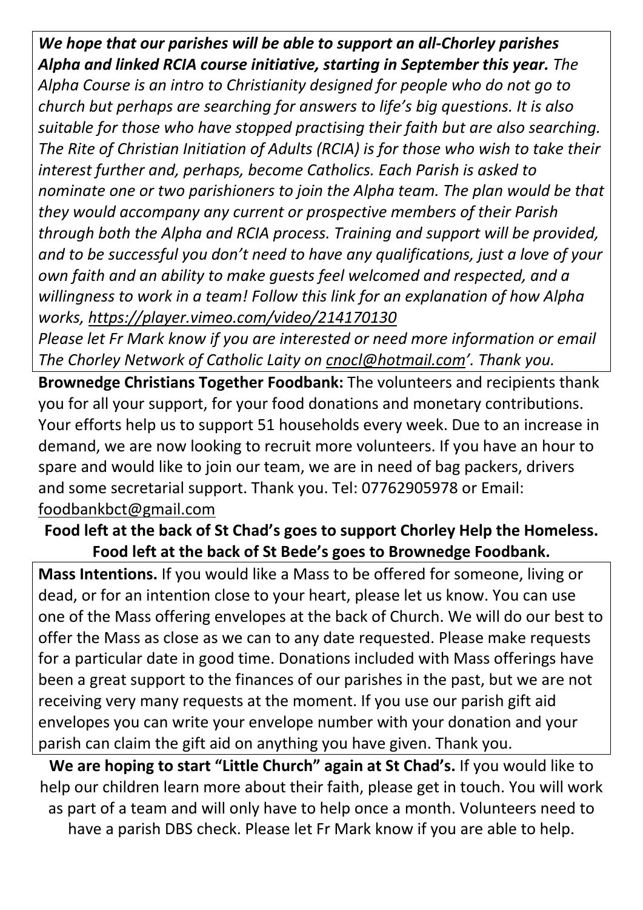***We hope that our parishes will be able to support an all-Chorley parishes Alpha and linked RCIA course initiative, starting in September this year.*** *The Alpha Course is an intro to Christianity designed for people who do not go to church but perhaps are searching for answers to life's big questions. It is also suitable for those who have stopped practising their faith but are also searching. The Rite of Christian Initiation of Adults (RCIA) is for those who wish to take their interest further and, perhaps, become Catholics. Each Parish is asked to nominate one or two parishioners to join the Alpha team. The plan would be that they would accompany any current or prospective members of their Parish through both the Alpha and RCIA process. Training and support will be provided, and to be successful you don't need to have any qualifications, just a love of your own faith and an ability to make guests feel welcomed and respected, and a willingness to work in a team! Follow this link for an explanation of how Alpha works, https://player.vimeo.com/video/214170130*

*Please let Fr Mark know if you are interested or need more information or email The Chorley Network of Catholic Laity on cnocl@hotmail.com'. Thank you.*

**Brownedge Christians Together Foodbank:** The volunteers and recipients thank you for all your support, for your food donations and monetary contributions. Your efforts help us to support 51 households every week. Due to an increase in demand, we are now looking to recruit more volunteers. If you have an hour to spare and would like to join our team, we are in need of bag packers, drivers and some secretarial support. Thank you. Tel: 07762905978 or Email: foodbankbct@gmail.com

**Food left at the back of St Chad's goes to support Chorley Help the Homeless.**
**Food left at the back of St Bede's goes to Brownedge Foodbank.**

**Mass Intentions.** If you would like a Mass to be offered for someone, living or dead, or for an intention close to your heart, please let us know. You can use one of the Mass offering envelopes at the back of Church. We will do our best to offer the Mass as close as we can to any date requested. Please make requests for a particular date in good time. Donations included with Mass offerings have been a great support to the finances of our parishes in the past, but we are not receiving very many requests at the moment. If you use our parish gift aid envelopes you can write your envelope number with your donation and your parish can claim the gift aid on anything you have given. Thank you.

**We are hoping to start "Little Church" again at St Chad's.** If you would like to help our children learn more about their faith, please get in touch. You will work as part of a team and will only have to help once a month. Volunteers need to have a parish DBS check. Please let Fr Mark know if you are able to help.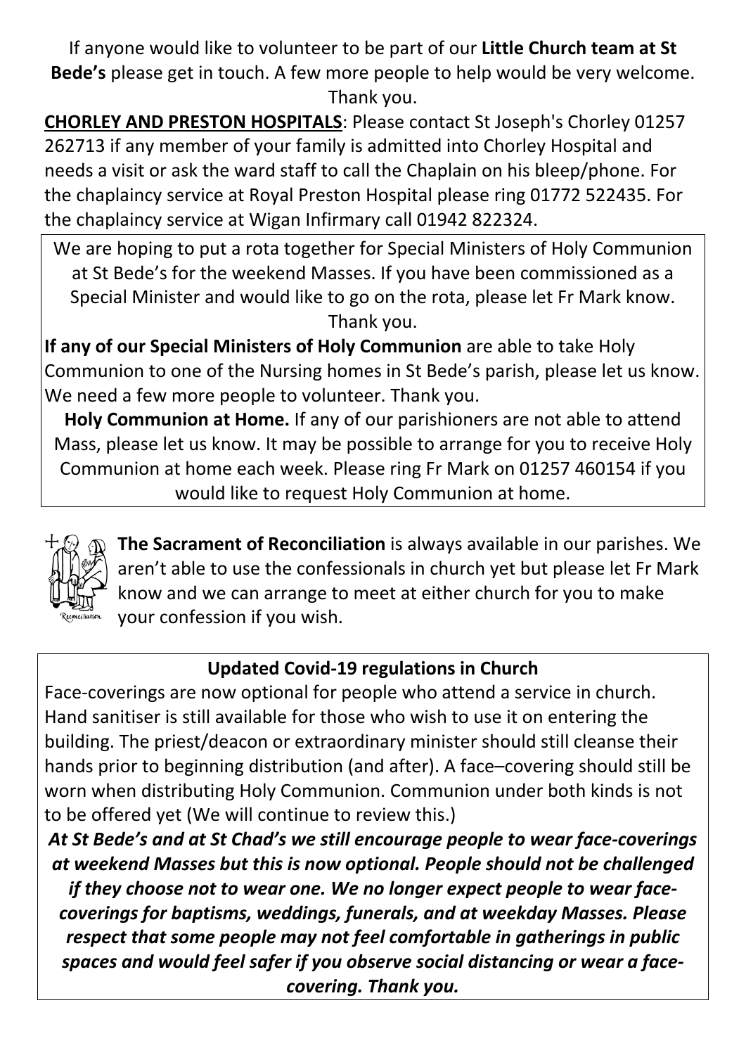If anyone would like to volunteer to be part of our **Little Church team at St Bede's** please get in touch. A few more people to help would be very welcome. Thank you.

**CHORLEY AND PRESTON HOSPITALS**: Please contact St Joseph's Chorley 01257 262713 if any member of your family is admitted into Chorley Hospital and needs a visit or ask the ward staff to call the Chaplain on his bleep/phone. For the chaplaincy service at Royal Preston Hospital please ring 01772 522435. For the chaplaincy service at Wigan Infirmary call 01942 822324.

We are hoping to put a rota together for Special Ministers of Holy Communion at St Bede's for the weekend Masses. If you have been commissioned as a Special Minister and would like to go on the rota, please let Fr Mark know. Thank you.

**If any of our Special Ministers of Holy Communion** are able to take Holy Communion to one of the Nursing homes in St Bede's parish, please let us know. We need a few more people to volunteer. Thank you.

**Holy Communion at Home.** If any of our parishioners are not able to attend Mass, please let us know. It may be possible to arrange for you to receive Holy Communion at home each week. Please ring Fr Mark on 01257 460154 if you would like to request Holy Communion at home.

**The Sacrament of Reconciliation** is always available in our parishes. We aren't able to use the confessionals in church yet but please let Fr Mark know and we can arrange to meet at either church for you to make your confession if you wish.

**Updated Covid-19 regulations in Church**

Face-coverings are now optional for people who attend a service in church. Hand sanitiser is still available for those who wish to use it on entering the building. The priest/deacon or extraordinary minister should still cleanse their hands prior to beginning distribution (and after). A face–covering should still be worn when distributing Holy Communion. Communion under both kinds is not to be offered yet (We will continue to review this.)

***At St Bede's and at St Chad's we still encourage people to wear face-coverings at weekend Masses but this is now optional. People should not be challenged if they choose not to wear one. We no longer expect people to wear face-coverings for baptisms, weddings, funerals, and at weekday Masses. Please respect that some people may not feel comfortable in gatherings in public spaces and would feel safer if you observe social distancing or wear a face-covering. Thank you.***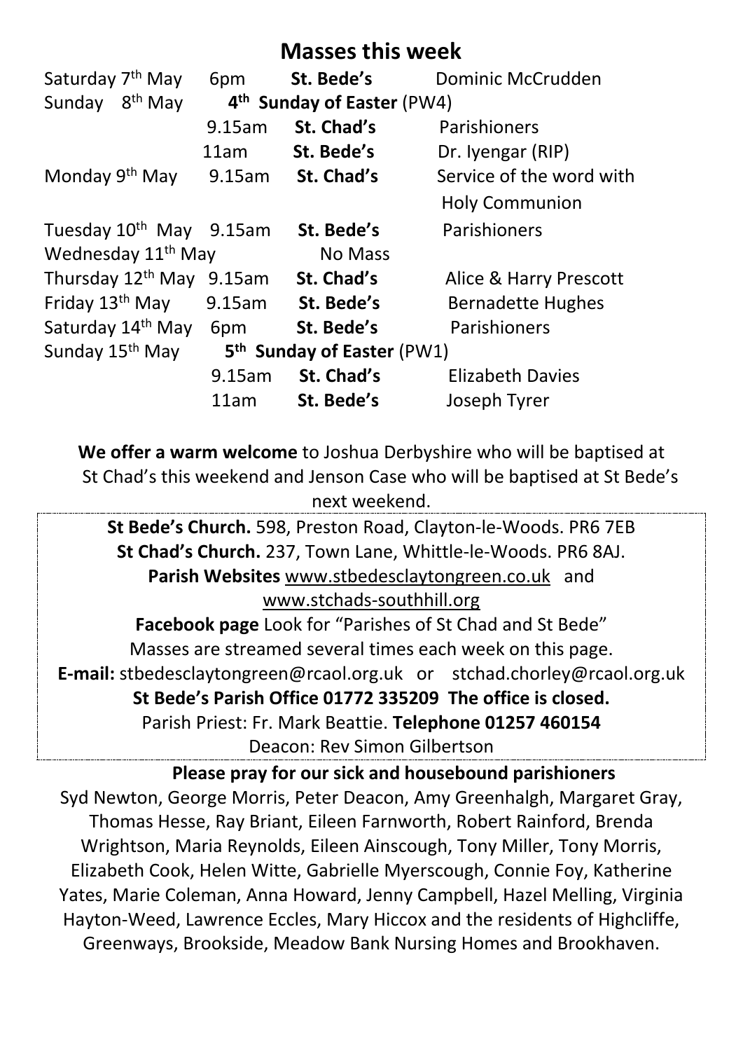## Masses this week

| | | | |
|---|---|---|---|
| Saturday 7th May | 6pm | **St. Bede's** | Dominic McCrudden |
| Sunday 8th May | **4th Sunday of Easter** (PW4) | | |
| | 9.15am | **St. Chad's** | Parishioners |
| | 11am | **St. Bede's** | Dr. Iyengar (RIP) |
| Monday 9th May | 9.15am | **St. Chad's** | Service of the word with Holy Communion |
| Tuesday 10th May | 9.15am | **St. Bede's** | Parishioners |
| Wednesday 11th May | | No Mass | |
| Thursday 12th May | 9.15am | **St. Chad's** | Alice & Harry Prescott |
| Friday 13th May | 9.15am | **St. Bede's** | Bernadette Hughes |
| Saturday 14th May | 6pm | **St. Bede's** | Parishioners |
| Sunday 15th May | **5th Sunday of Easter** (PW1) | | |
| | 9.15am | **St. Chad's** | Elizabeth Davies |
| | 11am | **St. Bede's** | Joseph Tyrer |

**We offer a warm welcome** to Joshua Derbyshire who will be baptised at St Chad's this weekend and Jenson Case who will be baptised at St Bede's next weekend.

**St Bede's Church.** 598, Preston Road, Clayton-le-Woods. PR6 7EB
**St Chad's Church.** 237, Town Lane, Whittle-le-Woods. PR6 8AJ.
**Parish Websites** www.stbedesclaytongreen.co.uk and www.stchads-southhill.org
**Facebook page** Look for "Parishes of St Chad and St Bede"
Masses are streamed several times each week on this page.
**E-mail:** stbedesclaytongreen@rcaol.org.uk or stchad.chorley@rcaol.org.uk
**St Bede's Parish Office 01772 335209 The office is closed.**
Parish Priest: Fr. Mark Beattie. **Telephone 01257 460154**
Deacon: Rev Simon Gilbertson

**Please pray for our sick and housebound parishioners**

Syd Newton, George Morris, Peter Deacon, Amy Greenhalgh, Margaret Gray, Thomas Hesse, Ray Briant, Eileen Farnworth, Robert Rainford, Brenda Wrightson, Maria Reynolds, Eileen Ainscough, Tony Miller, Tony Morris, Elizabeth Cook, Helen Witte, Gabrielle Myerscough, Connie Foy, Katherine Yates, Marie Coleman, Anna Howard, Jenny Campbell, Hazel Melling, Virginia Hayton-Weed, Lawrence Eccles, Mary Hiccox and the residents of Highcliffe, Greenways, Brookside, Meadow Bank Nursing Homes and Brookhaven.